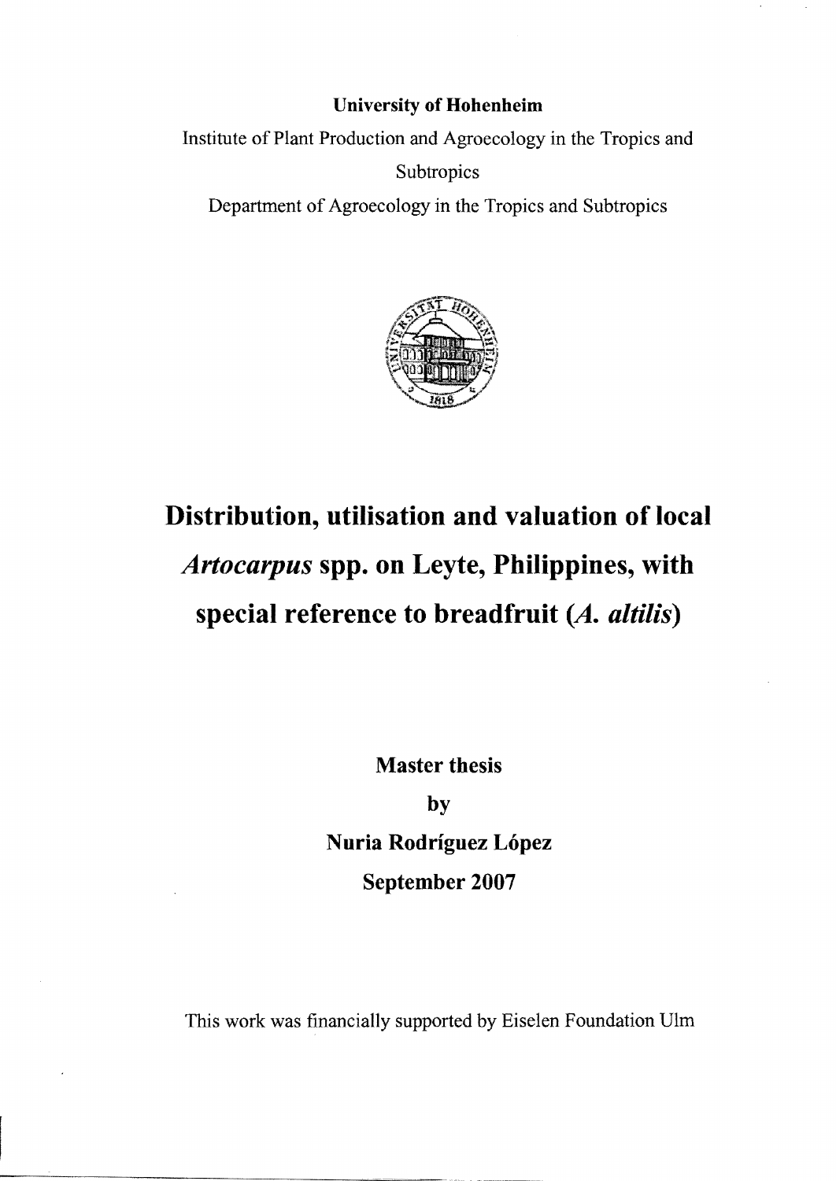**University of Hohenheim**

Institute of Plant Production and Agroecology in the Tropics and Subtropics

Department of Agroecology in the Tropics and Subtropics

# Distribution, utilisation and valuation of local *Artocarpus* spp. on Leyte, Philippines, with special reference to breadfruit (*A. altilis*)

**Master thesis**

**by**

**Nuria Rodríguez López**

**September 2007**

This work was financially supported by Eiselen Foundation Ulm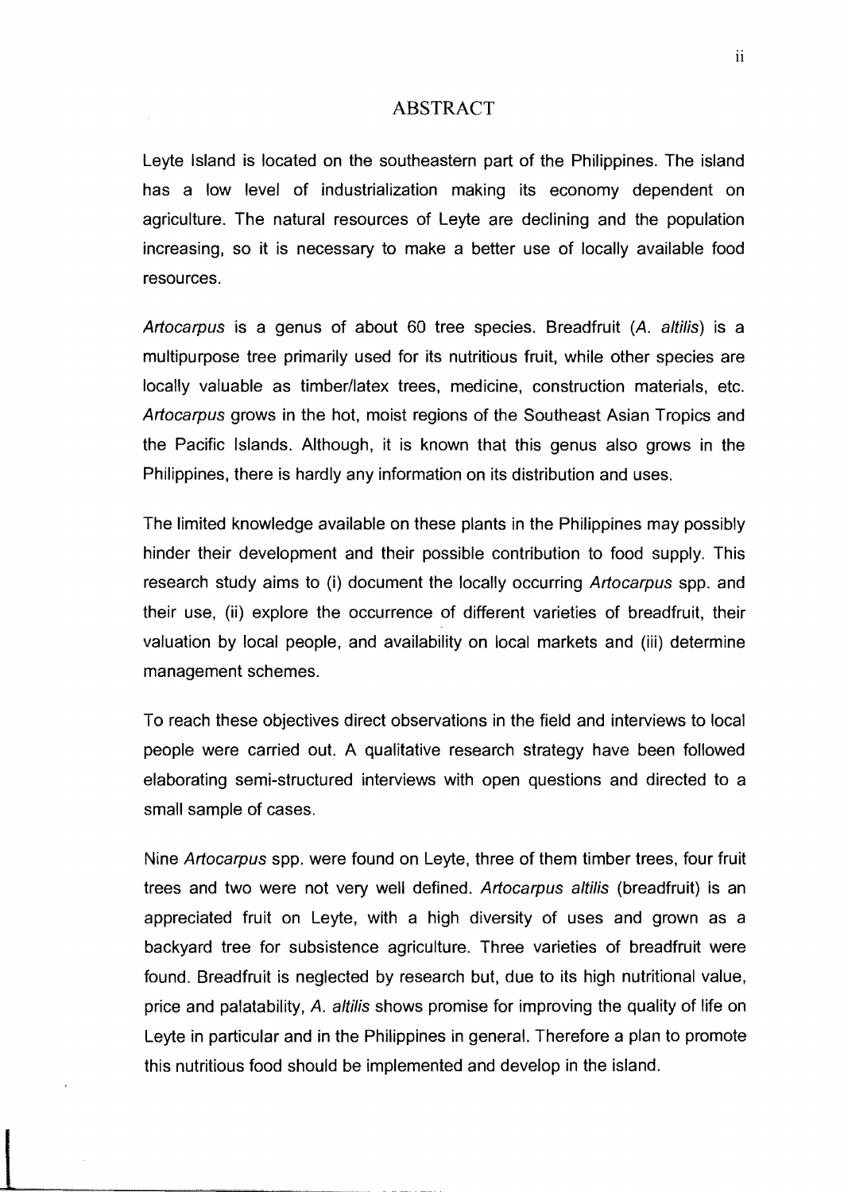# ABSTRACT

Leyte Island is located on the southeastern part of the Philippines. The island has a low level of industrialization making its economy dependent on agriculture. The natural resources of Leyte are declining and the population increasing, so it is necessary to make a better use of locally available food resources.

*Artocarpus* is a genus of about 60 tree species. Breadfruit (*A. altilis*) is a multipurpose tree primarily used for its nutritious fruit, while other species are locally valuable as timber/latex trees, medicine, construction materials, etc. *Artocarpus* grows in the hot, moist regions of the Southeast Asian Tropics and the Pacific Islands. Although, it is known that this genus also grows in the Philippines, there is hardly any information on its distribution and uses.

The limited knowledge available on these plants in the Philippines may possibly hinder their development and their possible contribution to food supply. This research study aims to (i) document the locally occurring *Artocarpus* spp. and their use, (ii) explore the occurrence of different varieties of breadfruit, their valuation by local people, and availability on local markets and (iii) determine management schemes.

To reach these objectives direct observations in the field and interviews to local people were carried out. A qualitative research strategy have been followed elaborating semi-structured interviews with open questions and directed to a small sample of cases.

Nine *Artocarpus* spp. were found on Leyte, three of them timber trees, four fruit trees and two were not very well defined. *Artocarpus altilis* (breadfruit) is an appreciated fruit on Leyte, with a high diversity of uses and grown as a backyard tree for subsistence agriculture. Three varieties of breadfruit were found. Breadfruit is neglected by research but, due to its high nutritional value, price and palatability, *A. altilis* shows promise for improving the quality of life on Leyte in particular and in the Philippines in general. Therefore a plan to promote this nutritious food should be implemented and develop in the island.